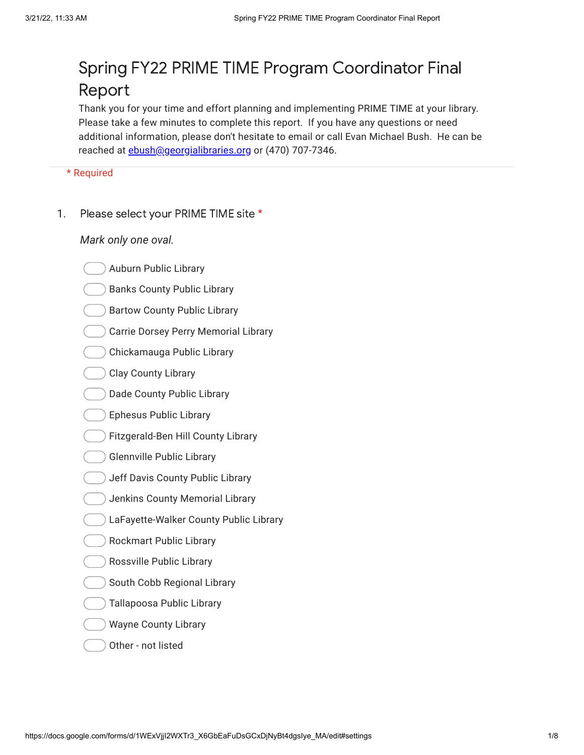# Spring FY22 PRIME TIME Program Coordinator Final Report

Thank you for your time and effort planning and implementing PRIME TIME at your library. Please take a few minutes to complete this report. If you have any questions or need additional information, please don't hesitate to email or call Evan Michael Bush. He can be reached at [ebush@georgialibraries.org](mailto:ebush@georgialibraries.org) or (470) 707-7346.

\* Required

1. Please select your PRIME TIME site *

*Mark only one oval.*

- ◯ Auburn Public Library
- ◯ Banks County Public Library
- ◯ Bartow County Public Library
- ◯ Carrie Dorsey Perry Memorial Library
- ◯ Chickamauga Public Library
- ◯ Clay County Library
- ◯ Dade County Public Library
- ◯ Ephesus Public Library
- ◯ Fitzgerald-Ben Hill County Library
- ◯ Glennville Public Library
- ◯ Jeff Davis County Public Library
- ◯ Jenkins County Memorial Library
- ◯ LaFayette-Walker County Public Library
- ◯ Rockmart Public Library
- ◯ Rossville Public Library
- ◯ South Cobb Regional Library
- ◯ Tallapoosa Public Library
- ◯ Wayne County Library
- ◯ Other - not listed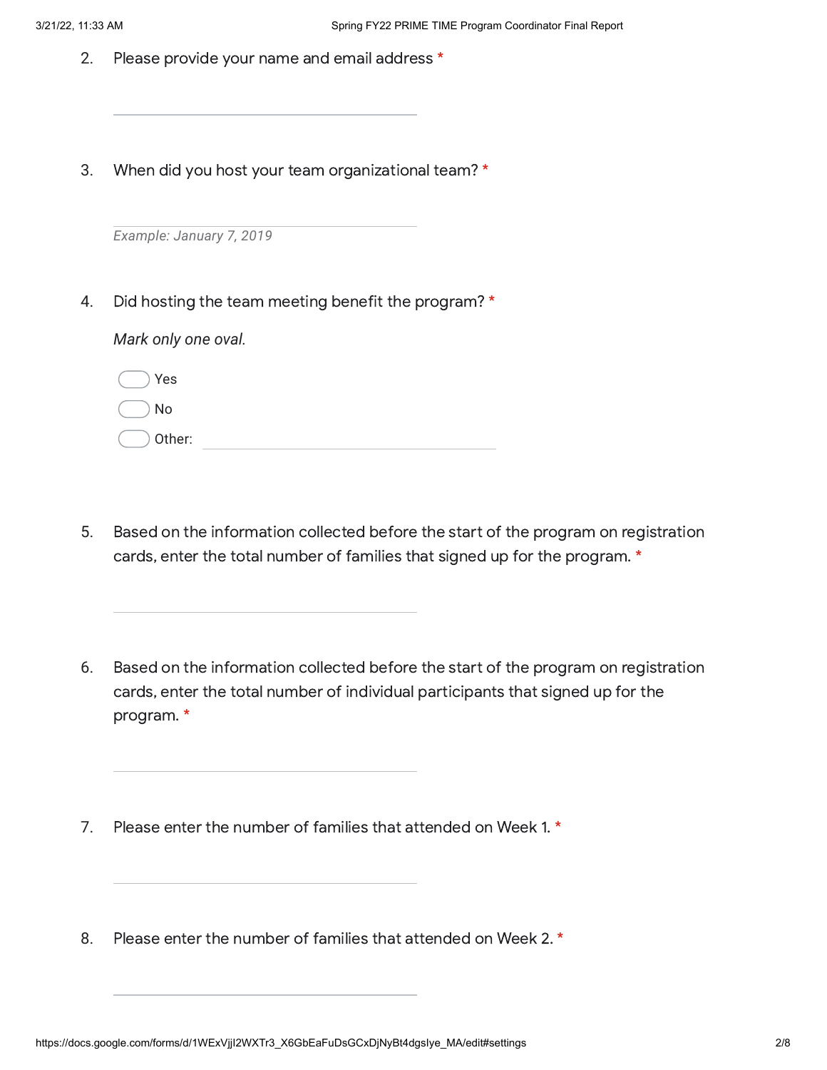2. Please provide your name and email address *

_______________________________

3. When did you host your team organizational team? *

_______________________________

*Example: January 7, 2019*

4. Did hosting the team meeting benefit the program? *

*Mark only one oval.*

- ◯ Yes
- ◯ No
- ◯ Other: _______________________________

5. Based on the information collected before the start of the program on registration cards, enter the total number of families that signed up for the program. *

_______________________________

6. Based on the information collected before the start of the program on registration cards, enter the total number of individual participants that signed up for the program. *

_______________________________

7. Please enter the number of families that attended on Week 1. *

_______________________________

8. Please enter the number of families that attended on Week 2. *

_______________________________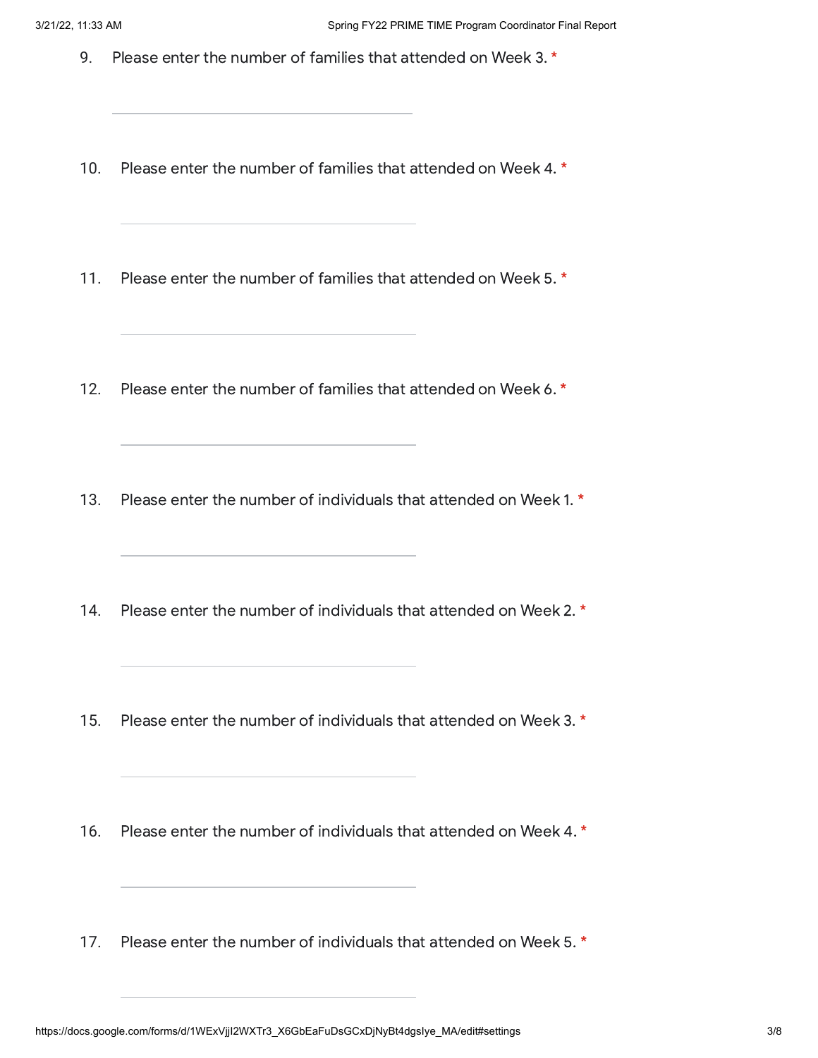9. Please enter the number of families that attended on Week 3. *

10. Please enter the number of families that attended on Week 4. *

11. Please enter the number of families that attended on Week 5. *

12. Please enter the number of families that attended on Week 6. *

13. Please enter the number of individuals that attended on Week 1. *

14. Please enter the number of individuals that attended on Week 2. *

15. Please enter the number of individuals that attended on Week 3. *

16. Please enter the number of individuals that attended on Week 4. *

17. Please enter the number of individuals that attended on Week 5. *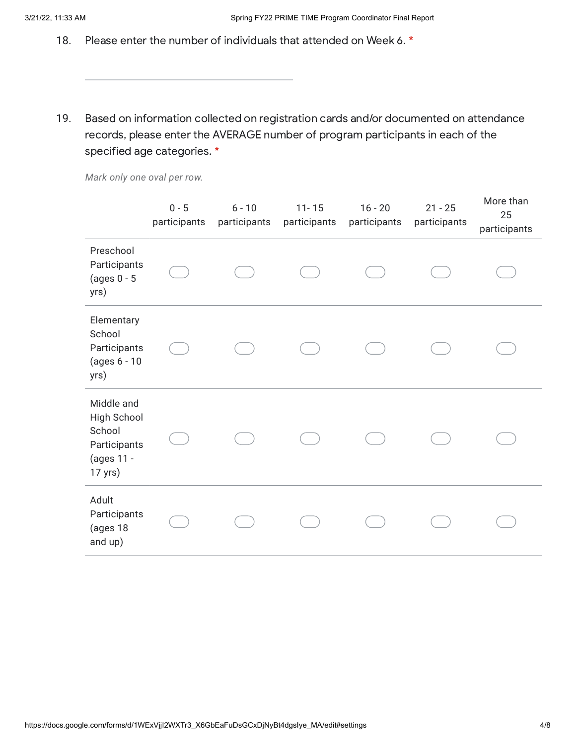18. Please enter the number of individuals that attended on Week 6. *

_______________________________________

19. Based on information collected on registration cards and/or documented on attendance records, please enter the AVERAGE number of program participants in each of the specified age categories. *

*Mark only one oval per row.*

| | 0 - 5 participants | 6 - 10 participants | 11- 15 participants | 16 - 20 participants | 21 - 25 participants | More than 25 participants |
|---|---|---|---|---|---|---|
| Preschool Participants (ages 0 - 5 yrs) | ⬭ | ⬭ | ⬭ | ⬭ | ⬭ | ⬭ |
| Elementary School Participants (ages 6 - 10 yrs) | ⬭ | ⬭ | ⬭ | ⬭ | ⬭ | ⬭ |
| Middle and High School School Participants (ages 11 - 17 yrs) | ⬭ | ⬭ | ⬭ | ⬭ | ⬭ | ⬭ |
| Adult Participants (ages 18 and up) | ⬭ | ⬭ | ⬭ | ⬭ | ⬭ | ⬭ |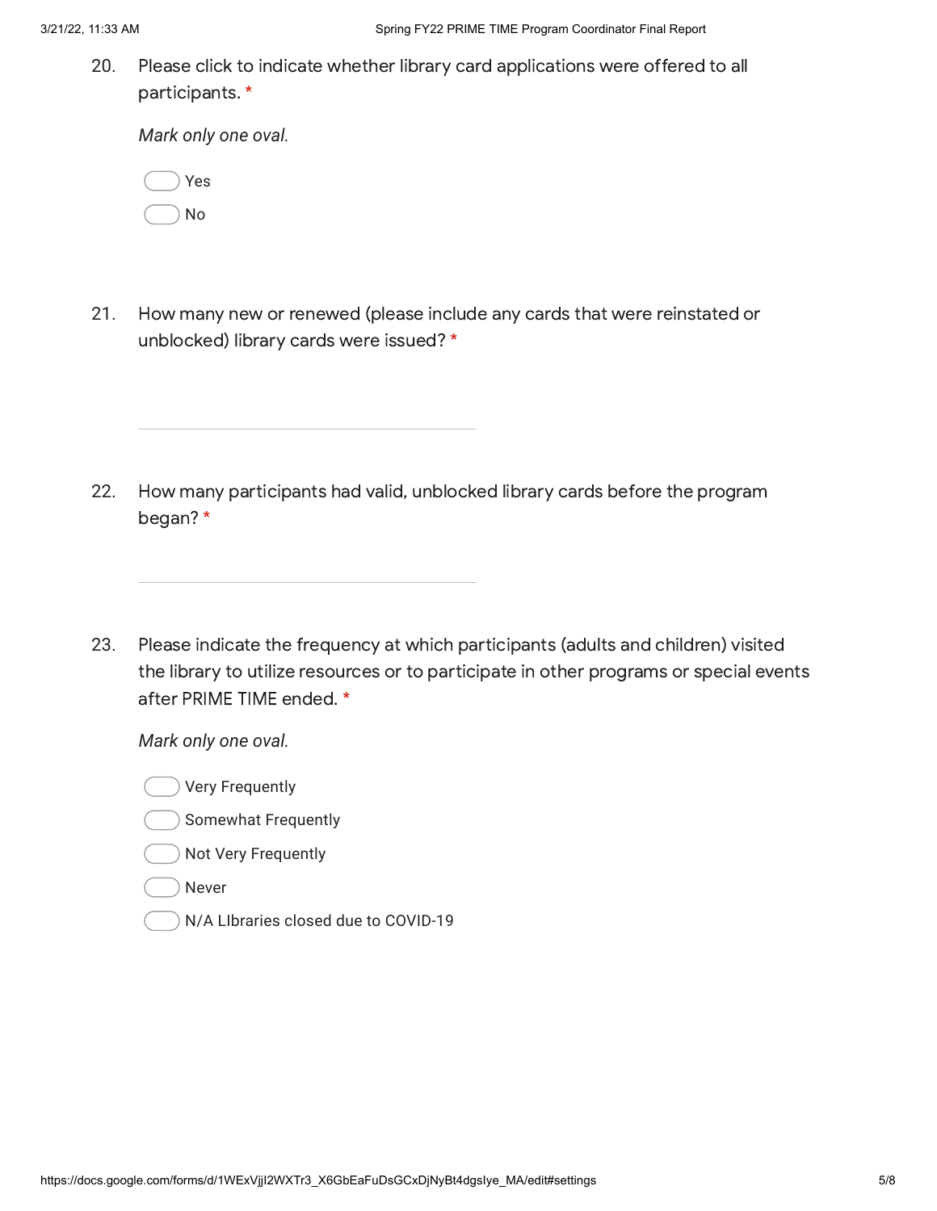20. Please click to indicate whether library card applications were offered to all participants. *

*Mark only one oval.*

- Yes
- No

21. How many new or renewed (please include any cards that were reinstated or unblocked) library cards were issued? *

_______________________________

22. How many participants had valid, unblocked library cards before the program began? *

_______________________________

23. Please indicate the frequency at which participants (adults and children) visited the library to utilize resources or to participate in other programs or special events after PRIME TIME ended. *

*Mark only one oval.*

- Very Frequently
- Somewhat Frequently
- Not Very Frequently
- Never
- N/A LIbraries closed due to COVID-19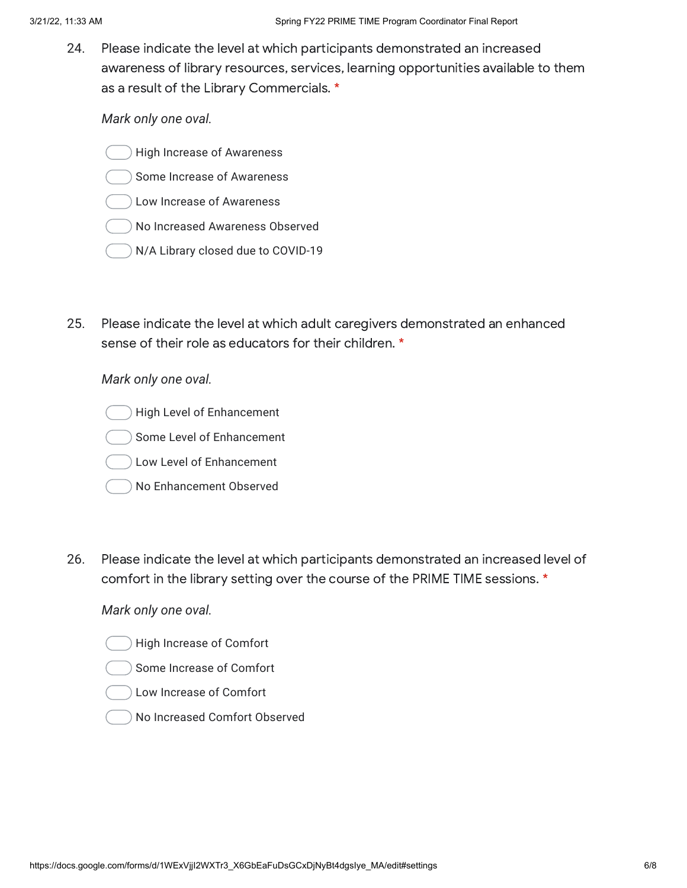24. Please indicate the level at which participants demonstrated an increased awareness of library resources, services, learning opportunities available to them as a result of the Library Commercials. *

*Mark only one oval.*

- High Increase of Awareness
- Some Increase of Awareness
- Low Increase of Awareness
- No Increased Awareness Observed
- N/A Library closed due to COVID-19

25. Please indicate the level at which adult caregivers demonstrated an enhanced sense of their role as educators for their children. *

*Mark only one oval.*

- High Level of Enhancement
- Some Level of Enhancement
- Low Level of Enhancement
- No Enhancement Observed

26. Please indicate the level at which participants demonstrated an increased level of comfort in the library setting over the course of the PRIME TIME sessions. *

*Mark only one oval.*

- High Increase of Comfort
- Some Increase of Comfort
- Low Increase of Comfort
- No Increased Comfort Observed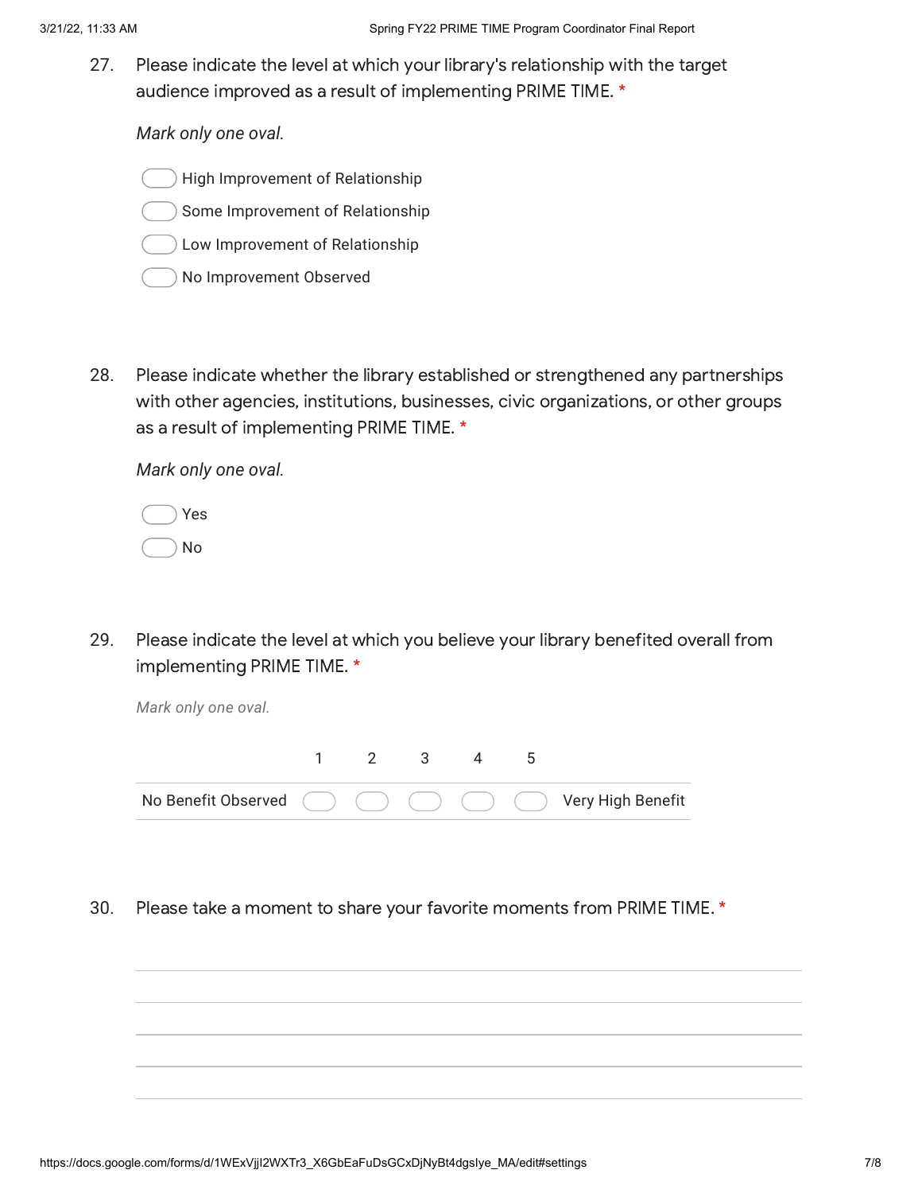27. Please indicate the level at which your library's relationship with the target audience improved as a result of implementing PRIME TIME. *

    *Mark only one oval.*

    - High Improvement of Relationship
    - Some Improvement of Relationship
    - Low Improvement of Relationship
    - No Improvement Observed

28. Please indicate whether the library established or strengthened any partnerships with other agencies, institutions, businesses, civic organizations, or other groups as a result of implementing PRIME TIME. *

    *Mark only one oval.*

    - Yes
    - No

29. Please indicate the level at which you believe your library benefited overall from implementing PRIME TIME. *

    *Mark only one oval.*

    | | 1 | 2 | 3 | 4 | 5 | |
    |---|---|---|---|---|---|---|
    | No Benefit Observed | | | | | | Very High Benefit |

30. Please take a moment to share your favorite moments from PRIME TIME. *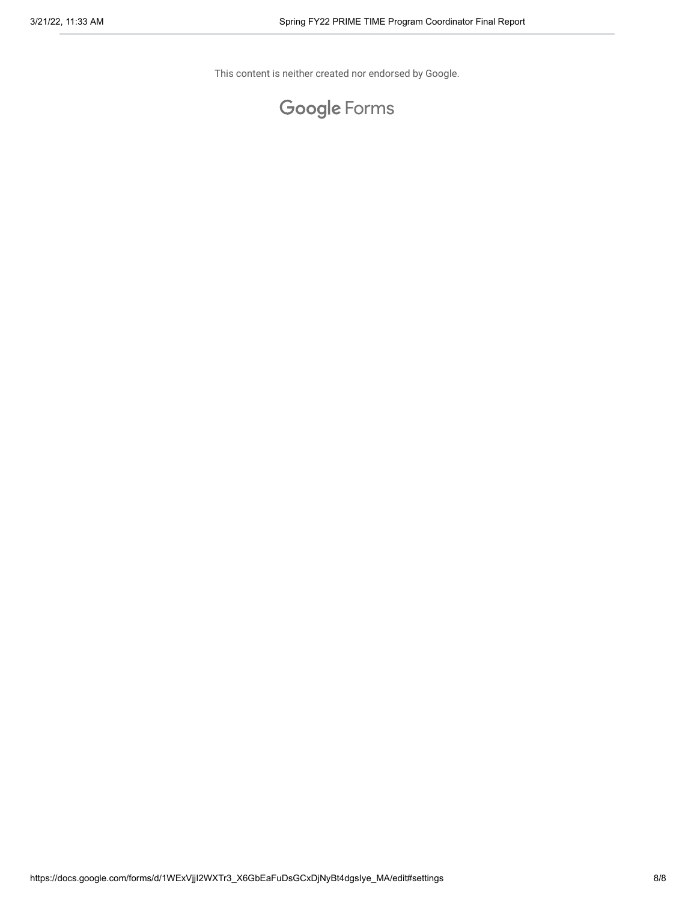This content is neither created nor endorsed by Google.

Google Forms